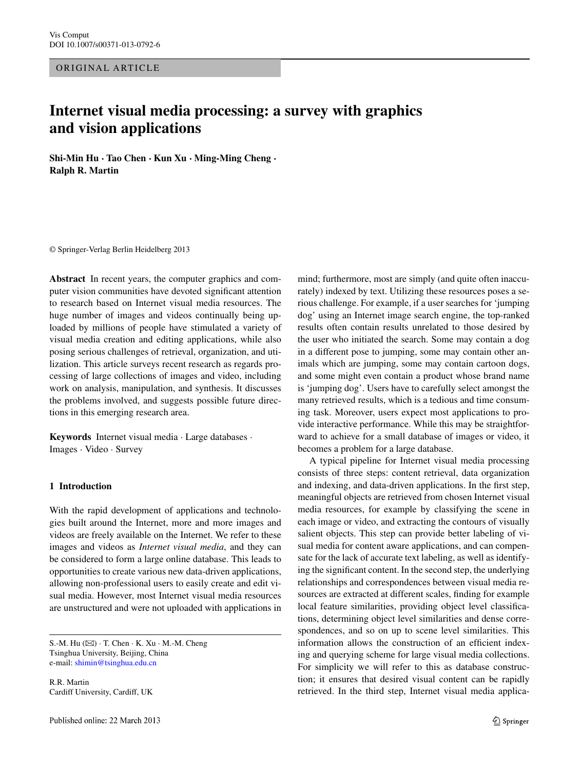ORIGINAL ARTICLE

# Internet visual media processing: a survey with graphics and vision applications

**Shi-Min Hu · Tao Chen · Kun Xu · Ming-Ming Cheng · Ralph R. Martin**

© Springer-Verlag Berlin Heidelberg 2013

**Abstract** In recent years, the computer graphics and computer vision communities have devoted significant attention to research based on Internet visual media resources. The huge number of images and videos continually being uploaded by millions of people have stimulated a variety of visual media creation and editing applications, while also posing serious challenges of retrieval, organization, and utilization. This article surveys recent research as regards processing of large collections of images and video, including work on analysis, manipulation, and synthesis. It discusses the problems involved, and suggests possible future directions in this emerging research area.

**Keywords** Internet visual media · Large databases · Images · Video · Survey

## 1 Introduction

With the rapid development of applications and technologies built around the Internet, more and more images and videos are freely available on the Internet. We refer to these images and videos as *Internet visual media*, and they can be considered to form a large online database. This leads to opportunities to create various new data-driven applications, allowing non-professional users to easily create and edit visual media. However, most Internet visual media resources are unstructured and were not uploaded with applications in mind; furthermore, most are simply (and quite often inaccurately) indexed by text. Utilizing these resources poses a serious challenge. For example, if a user searches for 'jumping dog' using an Internet image search engine, the top-ranked results often contain results unrelated to those desired by the user who initiated the search. Some may contain a dog in a different pose to jumping, some may contain other animals which are jumping, some may contain cartoon dogs, and some might even contain a product whose brand name is 'jumping dog'. Users have to carefully select amongst the many retrieved results, which is a tedious and time consuming task. Moreover, users expect most applications to provide interactive performance. While this may be straightforward to achieve for a small database of images or video, it becomes a problem for a large database.

A typical pipeline for Internet visual media processing consists of three steps: content retrieval, data organization and indexing, and data-driven applications. In the first step, meaningful objects are retrieved from chosen Internet visual media resources, for example by classifying the scene in each image or video, and extracting the contours of visually salient objects. This step can provide better labeling of visual media for content aware applications, and can compensate for the lack of accurate text labeling, as well as identifying the significant content. In the second step, the underlying relationships and correspondences between visual media resources are extracted at different scales, finding for example local feature similarities, providing object level classifications, determining object level similarities and dense correspondences, and so on up to scene level similarities. This information allows the construction of an efficient indexing and querying scheme for large visual media collections. For simplicity we will refer to this as database construction; it ensures that desired visual content can be rapidly retrieved. In the third step, Internet visual media applica-

S.-M. Hu (✉) · T. Chen · K. Xu · M.-M. Cheng
Tsinghua University, Beijing, China
e-mail: shimin@tsinghua.edu.cn

R.R. Martin
Cardiff University, Cardiff, UK

Published online: 22 March 2013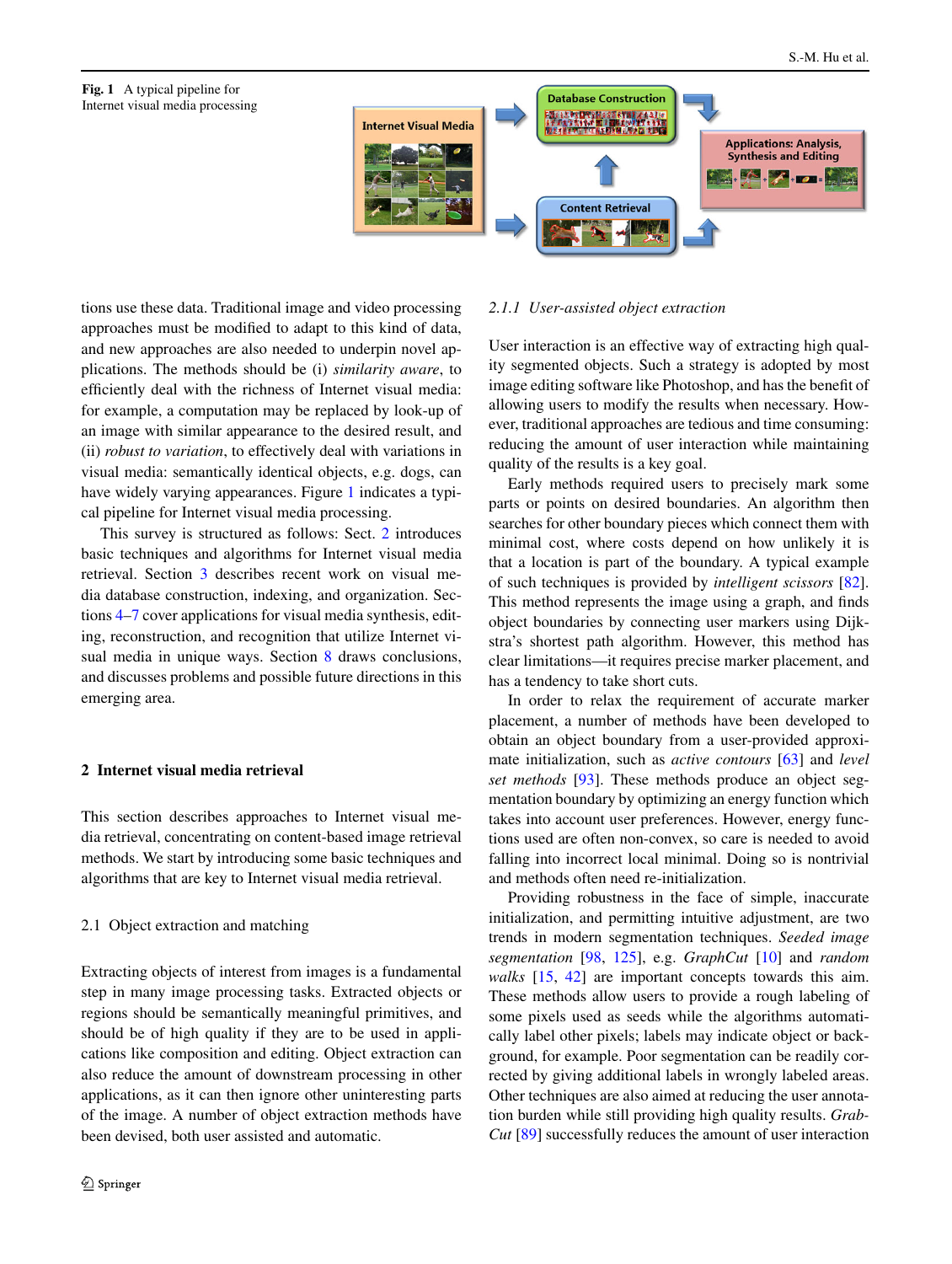Fig. 1 A typical pipeline for Internet visual media processing

tions use these data. Traditional image and video processing approaches must be modified to adapt to this kind of data, and new approaches are also needed to underpin novel applications. The methods should be (i) *similarity aware*, to efficiently deal with the richness of Internet visual media: for example, a computation may be replaced by look-up of an image with similar appearance to the desired result, and (ii) *robust to variation*, to effectively deal with variations in visual media: semantically identical objects, e.g. dogs, can have widely varying appearances. Figure 1 indicates a typical pipeline for Internet visual media processing.

This survey is structured as follows: Sect. 2 introduces basic techniques and algorithms for Internet visual media retrieval. Section 3 describes recent work on visual media database construction, indexing, and organization. Sections 4–7 cover applications for visual media synthesis, editing, reconstruction, and recognition that utilize Internet visual media in unique ways. Section 8 draws conclusions, and discusses problems and possible future directions in this emerging area.

## 2 Internet visual media retrieval

This section describes approaches to Internet visual media retrieval, concentrating on content-based image retrieval methods. We start by introducing some basic techniques and algorithms that are key to Internet visual media retrieval.

### 2.1 Object extraction and matching

Extracting objects of interest from images is a fundamental step in many image processing tasks. Extracted objects or regions should be semantically meaningful primitives, and should be of high quality if they are to be used in applications like composition and editing. Object extraction can also reduce the amount of downstream processing in other applications, as it can then ignore other uninteresting parts of the image. A number of object extraction methods have been devised, both user assisted and automatic.

#### 2.1.1 *User-assisted object extraction*

User interaction is an effective way of extracting high quality segmented objects. Such a strategy is adopted by most image editing software like Photoshop, and has the benefit of allowing users to modify the results when necessary. However, traditional approaches are tedious and time consuming: reducing the amount of user interaction while maintaining quality of the results is a key goal.

Early methods required users to precisely mark some parts or points on desired boundaries. An algorithm then searches for other boundary pieces which connect them with minimal cost, where costs depend on how unlikely it is that a location is part of the boundary. A typical example of such techniques is provided by *intelligent scissors* [82]. This method represents the image using a graph, and finds object boundaries by connecting user markers using Dijkstra's shortest path algorithm. However, this method has clear limitations—it requires precise marker placement, and has a tendency to take short cuts.

In order to relax the requirement of accurate marker placement, a number of methods have been developed to obtain an object boundary from a user-provided approximate initialization, such as *active contours* [63] and *level set methods* [93]. These methods produce an object segmentation boundary by optimizing an energy function which takes into account user preferences. However, energy functions used are often non-convex, so care is needed to avoid falling into incorrect local minimal. Doing so is nontrivial and methods often need re-initialization.

Providing robustness in the face of simple, inaccurate initialization, and permitting intuitive adjustment, are two trends in modern segmentation techniques. *Seeded image segmentation* [98, 125], e.g. *GraphCut* [10] and *random walks* [15, 42] are important concepts towards this aim. These methods allow users to provide a rough labeling of some pixels used as seeds while the algorithms automatically label other pixels; labels may indicate object or background, for example. Poor segmentation can be readily corrected by giving additional labels in wrongly labeled areas. Other techniques are also aimed at reducing the user annotation burden while still providing high quality results. *GrabCut* [89] successfully reduces the amount of user interaction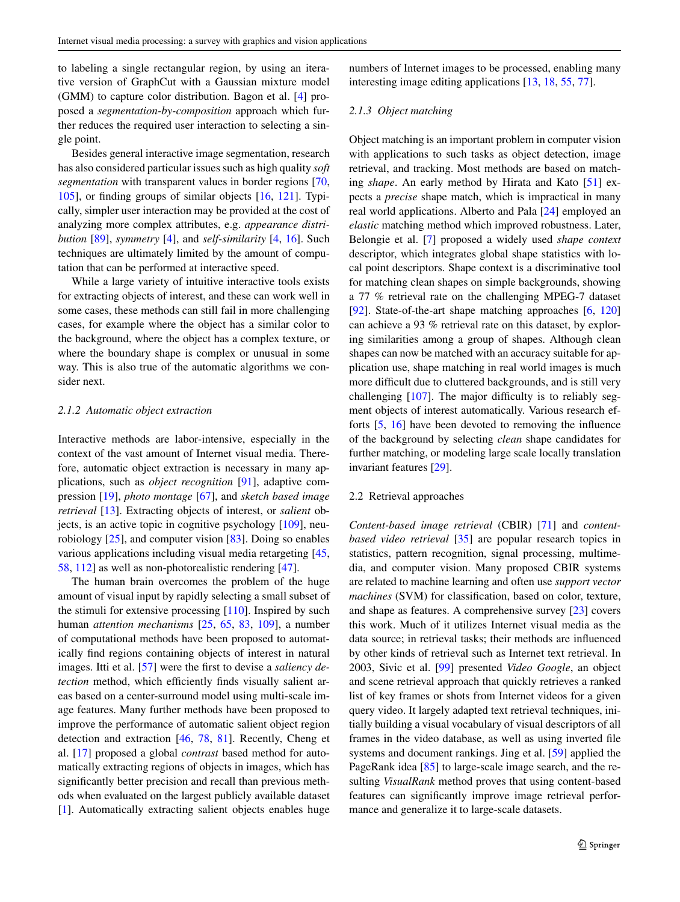to labeling a single rectangular region, by using an iterative version of GraphCut with a Gaussian mixture model (GMM) to capture color distribution. Bagon et al. [4] proposed a *segmentation-by-composition* approach which further reduces the required user interaction to selecting a single point.

Besides general interactive image segmentation, research has also considered particular issues such as high quality *soft segmentation* with transparent values in border regions [70, 105], or finding groups of similar objects [16, 121]. Typically, simpler user interaction may be provided at the cost of analyzing more complex attributes, e.g. *appearance distribution* [89], *symmetry* [4], and *self-similarity* [4, 16]. Such techniques are ultimately limited by the amount of computation that can be performed at interactive speed.

While a large variety of intuitive interactive tools exists for extracting objects of interest, and these can work well in some cases, these methods can still fail in more challenging cases, for example where the object has a similar color to the background, where the object has a complex texture, or where the boundary shape is complex or unusual in some way. This is also true of the automatic algorithms we consider next.

#### 2.1.2 Automatic object extraction

Interactive methods are labor-intensive, especially in the context of the vast amount of Internet visual media. Therefore, automatic object extraction is necessary in many applications, such as *object recognition* [91], adaptive compression [19], *photo montage* [67], and *sketch based image retrieval* [13]. Extracting objects of interest, or *salient* objects, is an active topic in cognitive psychology [109], neurobiology [25], and computer vision [83]. Doing so enables various applications including visual media retargeting [45, 58, 112] as well as non-photorealistic rendering [47].

The human brain overcomes the problem of the huge amount of visual input by rapidly selecting a small subset of the stimuli for extensive processing [110]. Inspired by such human *attention mechanisms* [25, 65, 83, 109], a number of computational methods have been proposed to automatically find regions containing objects of interest in natural images. Itti et al. [57] were the first to devise a *saliency detection* method, which efficiently finds visually salient areas based on a center-surround model using multi-scale image features. Many further methods have been proposed to improve the performance of automatic salient object region detection and extraction [46, 78, 81]. Recently, Cheng et al. [17] proposed a global *contrast* based method for automatically extracting regions of objects in images, which has significantly better precision and recall than previous methods when evaluated on the largest publicly available dataset [1]. Automatically extracting salient objects enables huge numbers of Internet images to be processed, enabling many interesting image editing applications [13, 18, 55, 77].

#### 2.1.3 Object matching

Object matching is an important problem in computer vision with applications to such tasks as object detection, image retrieval, and tracking. Most methods are based on matching *shape*. An early method by Hirata and Kato [51] expects a *precise* shape match, which is impractical in many real world applications. Alberto and Pala [24] employed an *elastic* matching method which improved robustness. Later, Belongie et al. [7] proposed a widely used *shape context* descriptor, which integrates global shape statistics with local point descriptors. Shape context is a discriminative tool for matching clean shapes on simple backgrounds, showing a 77 % retrieval rate on the challenging MPEG-7 dataset [92]. State-of-the-art shape matching approaches [6, 120] can achieve a 93 % retrieval rate on this dataset, by exploring similarities among a group of shapes. Although clean shapes can now be matched with an accuracy suitable for application use, shape matching in real world images is much more difficult due to cluttered backgrounds, and is still very challenging [107]. The major difficulty is to reliably segment objects of interest automatically. Various research efforts [5, 16] have been devoted to removing the influence of the background by selecting *clean* shape candidates for further matching, or modeling large scale locally translation invariant features [29].

### 2.2 Retrieval approaches

*Content-based image retrieval* (CBIR) [71] and *content-based video retrieval* [35] are popular research topics in statistics, pattern recognition, signal processing, multimedia, and computer vision. Many proposed CBIR systems are related to machine learning and often use *support vector machines* (SVM) for classification, based on color, texture, and shape as features. A comprehensive survey [23] covers this work. Much of it utilizes Internet visual media as the data source; in retrieval tasks; their methods are influenced by other kinds of retrieval such as Internet text retrieval. In 2003, Sivic et al. [99] presented *Video Google*, an object and scene retrieval approach that quickly retrieves a ranked list of key frames or shots from Internet videos for a given query video. It largely adapted text retrieval techniques, initially building a visual vocabulary of visual descriptors of all frames in the video database, as well as using inverted file systems and document rankings. Jing et al. [59] applied the PageRank idea [85] to large-scale image search, and the resulting *VisualRank* method proves that using content-based features can significantly improve image retrieval performance and generalize it to large-scale datasets.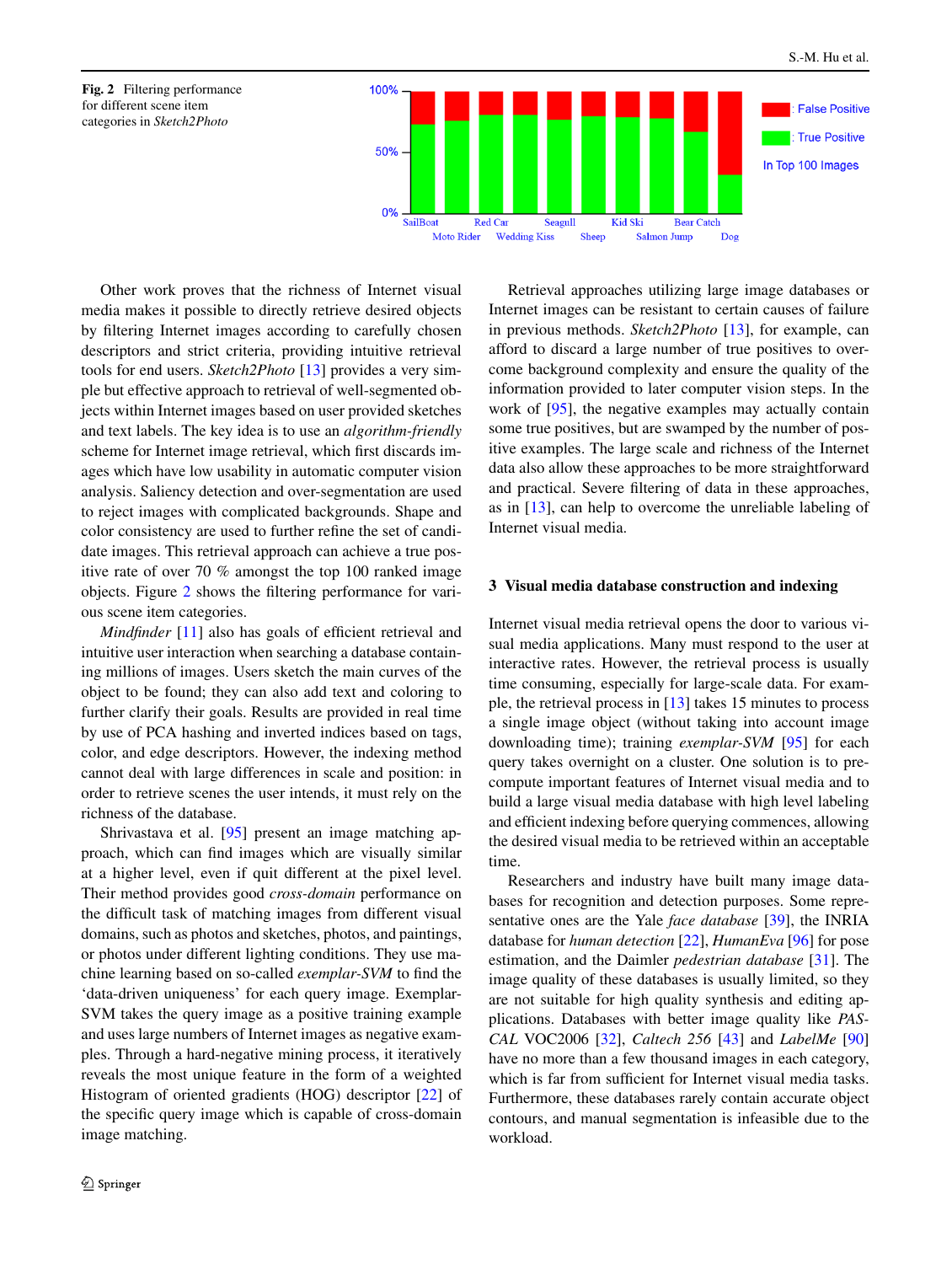**Fig. 2** Filtering performance for different scene item categories in *Sketch2Photo*

100%
50%
0%
SailBoat
Moto Rider
Red Car
Wedding Kiss
Seagull
Sheep
Kid Ski
Salmon Jump
Bear Catch
Dog
: False Positive
: True Positive
In Top 100 Images

Other work proves that the richness of Internet visual media makes it possible to directly retrieve desired objects by filtering Internet images according to carefully chosen descriptors and strict criteria, providing intuitive retrieval tools for end users. *Sketch2Photo* [13] provides a very simple but effective approach to retrieval of well-segmented objects within Internet images based on user provided sketches and text labels. The key idea is to use an *algorithm-friendly* scheme for Internet image retrieval, which first discards images which have low usability in automatic computer vision analysis. Saliency detection and over-segmentation are used to reject images with complicated backgrounds. Shape and color consistency are used to further refine the set of candidate images. This retrieval approach can achieve a true positive rate of over 70 % amongst the top 100 ranked image objects. Figure 2 shows the filtering performance for various scene item categories.

*Mindfinder* [11] also has goals of efficient retrieval and intuitive user interaction when searching a database containing millions of images. Users sketch the main curves of the object to be found; they can also add text and coloring to further clarify their goals. Results are provided in real time by use of PCA hashing and inverted indices based on tags, color, and edge descriptors. However, the indexing method cannot deal with large differences in scale and position: in order to retrieve scenes the user intends, it must rely on the richness of the database.

Shrivastava et al. [95] present an image matching approach, which can find images which are visually similar at a higher level, even if quit different at the pixel level. Their method provides good *cross-domain* performance on the difficult task of matching images from different visual domains, such as photos and sketches, photos, and paintings, or photos under different lighting conditions. They use machine learning based on so-called *exemplar-SVM* to find the 'data-driven uniqueness' for each query image. Exemplar-SVM takes the query image as a positive training example and uses large numbers of Internet images as negative examples. Through a hard-negative mining process, it iteratively reveals the most unique feature in the form of a weighted Histogram of oriented gradients (HOG) descriptor [22] of the specific query image which is capable of cross-domain image matching.

Retrieval approaches utilizing large image databases or Internet images can be resistant to certain causes of failure in previous methods. *Sketch2Photo* [13], for example, can afford to discard a large number of true positives to overcome background complexity and ensure the quality of the information provided to later computer vision steps. In the work of [95], the negative examples may actually contain some true positives, but are swamped by the number of positive examples. The large scale and richness of the Internet data also allow these approaches to be more straightforward and practical. Severe filtering of data in these approaches, as in [13], can help to overcome the unreliable labeling of Internet visual media.

## 3 Visual media database construction and indexing

Internet visual media retrieval opens the door to various visual media applications. Many must respond to the user at interactive rates. However, the retrieval process is usually time consuming, especially for large-scale data. For example, the retrieval process in [13] takes 15 minutes to process a single image object (without taking into account image downloading time); training *exemplar-SVM* [95] for each query takes overnight on a cluster. One solution is to precompute important features of Internet visual media and to build a large visual media database with high level labeling and efficient indexing before querying commences, allowing the desired visual media to be retrieved within an acceptable time.

Researchers and industry have built many image databases for recognition and detection purposes. Some representative ones are the Yale *face database* [39], the INRIA database for *human detection* [22], *HumanEva* [96] for pose estimation, and the Daimler *pedestrian database* [31]. The image quality of these databases is usually limited, so they are not suitable for high quality synthesis and editing applications. Databases with better image quality like *PASCAL* VOC2006 [32], *Caltech 256* [43] and *LabelMe* [90] have no more than a few thousand images in each category, which is far from sufficient for Internet visual media tasks. Furthermore, these databases rarely contain accurate object contours, and manual segmentation is infeasible due to the workload.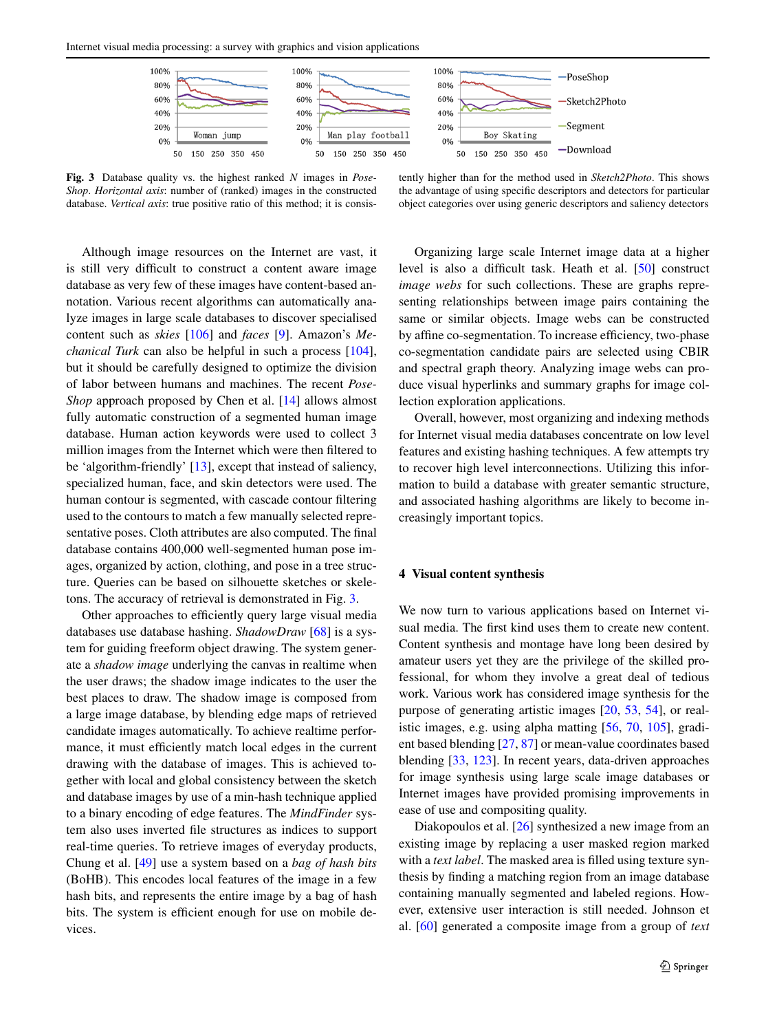**Fig. 3** Database quality vs. the highest ranked $N$ images in *PoseShop*. *Horizontal axis*: number of (ranked) images in the constructed database. *Vertical axis*: true positive ratio of this method; it is consistently higher than for the method used in *Sketch2Photo*. This shows the advantage of using specific descriptors and detectors for particular object categories over using generic descriptors and saliency detectors

Although image resources on the Internet are vast, it is still very difficult to construct a content aware image database as very few of these images have content-based annotation. Various recent algorithms can automatically analyze images in large scale databases to discover specialised content such as *skies* [106] and *faces* [9]. Amazon's *Mechanical Turk* can also be helpful in such a process [104], but it should be carefully designed to optimize the division of labor between humans and machines. The recent *PoseShop* approach proposed by Chen et al. [14] allows almost fully automatic construction of a segmented human image database. Human action keywords were used to collect 3 million images from the Internet which were then filtered to be 'algorithm-friendly' [13], except that instead of saliency, specialized human, face, and skin detectors were used. The human contour is segmented, with cascade contour filtering used to the contours to match a few manually selected representative poses. Cloth attributes are also computed. The final database contains 400,000 well-segmented human pose images, organized by action, clothing, and pose in a tree structure. Queries can be based on silhouette sketches or skeletons. The accuracy of retrieval is demonstrated in Fig. 3.

Other approaches to efficiently query large visual media databases use database hashing. *ShadowDraw* [68] is a system for guiding freeform object drawing. The system generate a *shadow image* underlying the canvas in realtime when the user draws; the shadow image indicates to the user the best places to draw. The shadow image is composed from a large image database, by blending edge maps of retrieved candidate images automatically. To achieve realtime performance, it must efficiently match local edges in the current drawing with the database of images. This is achieved together with local and global consistency between the sketch and database images by use of a min-hash technique applied to a binary encoding of edge features. The *MindFinder* system also uses inverted file structures as indices to support real-time queries. To retrieve images of everyday products, Chung et al. [49] use a system based on a *bag of hash bits* (BoHB). This encodes local features of the image in a few hash bits, and represents the entire image by a bag of hash bits. The system is efficient enough for use on mobile devices.

Organizing large scale Internet image data at a higher level is also a difficult task. Heath et al. [50] construct *image webs* for such collections. These are graphs representing relationships between image pairs containing the same or similar objects. Image webs can be constructed by affine co-segmentation. To increase efficiency, two-phase co-segmentation candidate pairs are selected using CBIR and spectral graph theory. Analyzing image webs can produce visual hyperlinks and summary graphs for image collection exploration applications.

Overall, however, most organizing and indexing methods for Internet visual media databases concentrate on low level features and existing hashing techniques. A few attempts try to recover high level interconnections. Utilizing this information to build a database with greater semantic structure, and associated hashing algorithms are likely to become increasingly important topics.

## 4 Visual content synthesis

We now turn to various applications based on Internet visual media. The first kind uses them to create new content. Content synthesis and montage have long been desired by amateur users yet they are the privilege of the skilled professional, for whom they involve a great deal of tedious work. Various work has considered image synthesis for the purpose of generating artistic images [20, 53, 54], or realistic images, e.g. using alpha matting [56, 70, 105], gradient based blending [27, 87] or mean-value coordinates based blending [33, 123]. In recent years, data-driven approaches for image synthesis using large scale image databases or Internet images have provided promising improvements in ease of use and compositing quality.

Diakopoulos et al. [26] synthesized a new image from an existing image by replacing a user masked region marked with a *text label*. The masked area is filled using texture synthesis by finding a matching region from an image database containing manually segmented and labeled regions. However, extensive user interaction is still needed. Johnson et al. [60] generated a composite image from a group of *text*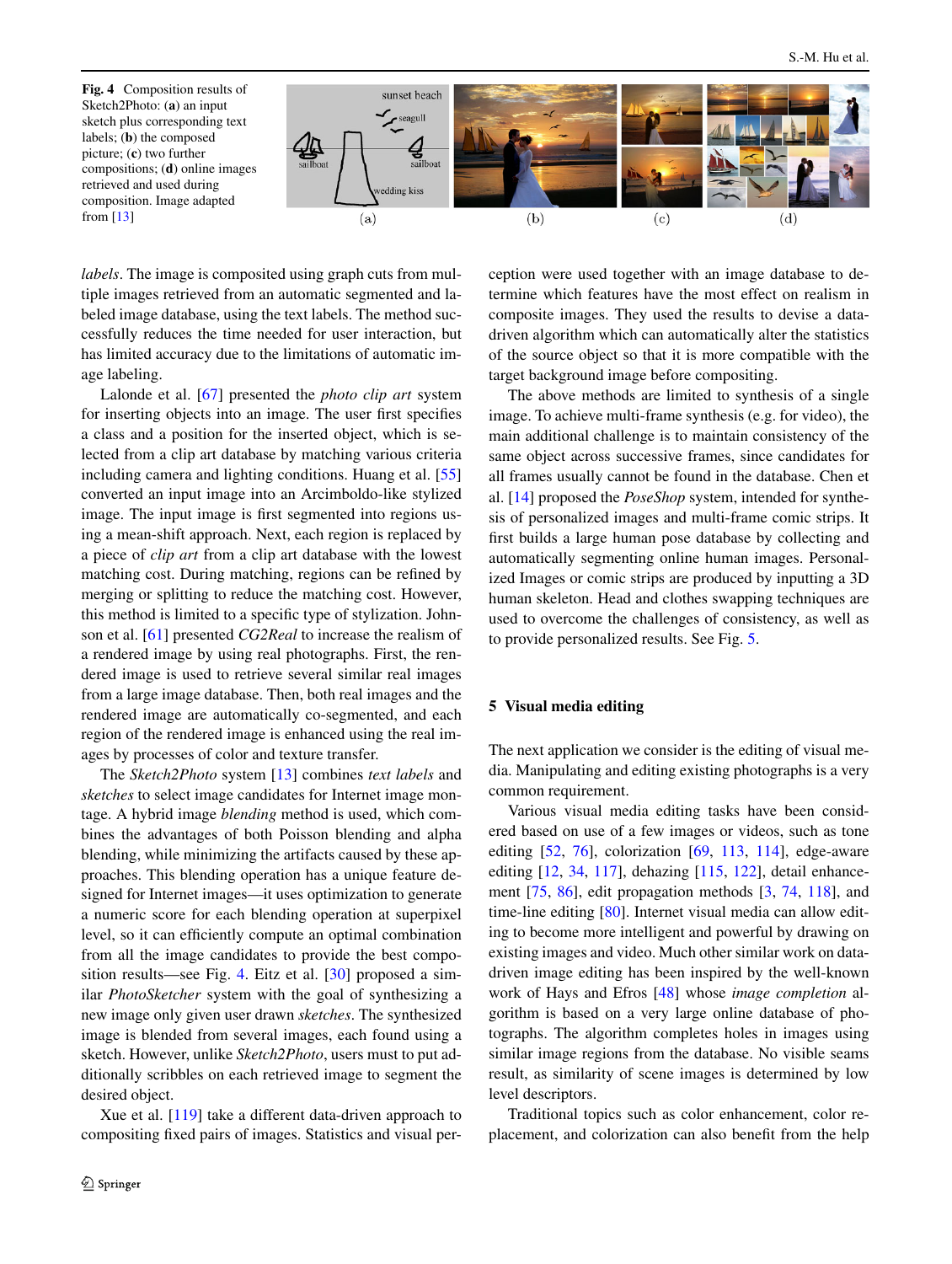Fig. 4 Composition results of Sketch2Photo: (**a**) an input sketch plus corresponding text labels; (**b**) the composed picture; (**c**) two further compositions; (**d**) online images retrieved and used during composition. Image adapted from [13]

*labels*. The image is composited using graph cuts from multiple images retrieved from an automatic segmented and labeled image database, using the text labels. The method successfully reduces the time needed for user interaction, but has limited accuracy due to the limitations of automatic image labeling.

Lalonde et al. [67] presented the *photo clip art* system for inserting objects into an image. The user first specifies a class and a position for the inserted object, which is selected from a clip art database by matching various criteria including camera and lighting conditions. Huang et al. [55] converted an input image into an Arcimboldo-like stylized image. The input image is first segmented into regions using a mean-shift approach. Next, each region is replaced by a piece of *clip art* from a clip art database with the lowest matching cost. During matching, regions can be refined by merging or splitting to reduce the matching cost. However, this method is limited to a specific type of stylization. Johnson et al. [61] presented *CG2Real* to increase the realism of a rendered image by using real photographs. First, the rendered image is used to retrieve several similar real images from a large image database. Then, both real images and the rendered image are automatically co-segmented, and each region of the rendered image is enhanced using the real images by processes of color and texture transfer.

The *Sketch2Photo* system [13] combines *text labels* and *sketches* to select image candidates for Internet image montage. A hybrid image *blending* method is used, which combines the advantages of both Poisson blending and alpha blending, while minimizing the artifacts caused by these approaches. This blending operation has a unique feature designed for Internet images—it uses optimization to generate a numeric score for each blending operation at superpixel level, so it can efficiently compute an optimal combination from all the image candidates to provide the best composition results—see Fig. 4. Eitz et al. [30] proposed a similar *PhotoSketcher* system with the goal of synthesizing a new image only given user drawn *sketches*. The synthesized image is blended from several images, each found using a sketch. However, unlike *Sketch2Photo*, users must to put additionally scribbles on each retrieved image to segment the desired object.

Xue et al. [119] take a different data-driven approach to compositing fixed pairs of images. Statistics and visual perception were used together with an image database to determine which features have the most effect on realism in composite images. They used the results to devise a data-driven algorithm which can automatically alter the statistics of the source object so that it is more compatible with the target background image before compositing.

The above methods are limited to synthesis of a single image. To achieve multi-frame synthesis (e.g. for video), the main additional challenge is to maintain consistency of the same object across successive frames, since candidates for all frames usually cannot be found in the database. Chen et al. [14] proposed the *PoseShop* system, intended for synthesis of personalized images and multi-frame comic strips. It first builds a large human pose database by collecting and automatically segmenting online human images. Personalized Images or comic strips are produced by inputting a 3D human skeleton. Head and clothes swapping techniques are used to overcome the challenges of consistency, as well as to provide personalized results. See Fig. 5.

## 5 Visual media editing

The next application we consider is the editing of visual media. Manipulating and editing existing photographs is a very common requirement.

Various visual media editing tasks have been considered based on use of a few images or videos, such as tone editing [52, 76], colorization [69, 113, 114], edge-aware editing [12, 34, 117], dehazing [115, 122], detail enhancement [75, 86], edit propagation methods [3, 74, 118], and time-line editing [80]. Internet visual media can allow editing to become more intelligent and powerful by drawing on existing images and video. Much other similar work on data-driven image editing has been inspired by the well-known work of Hays and Efros [48] whose *image completion* algorithm is based on a very large online database of photographs. The algorithm completes holes in images using similar image regions from the database. No visible seams result, as similarity of scene images is determined by low level descriptors.

Traditional topics such as color enhancement, color replacement, and colorization can also benefit from the help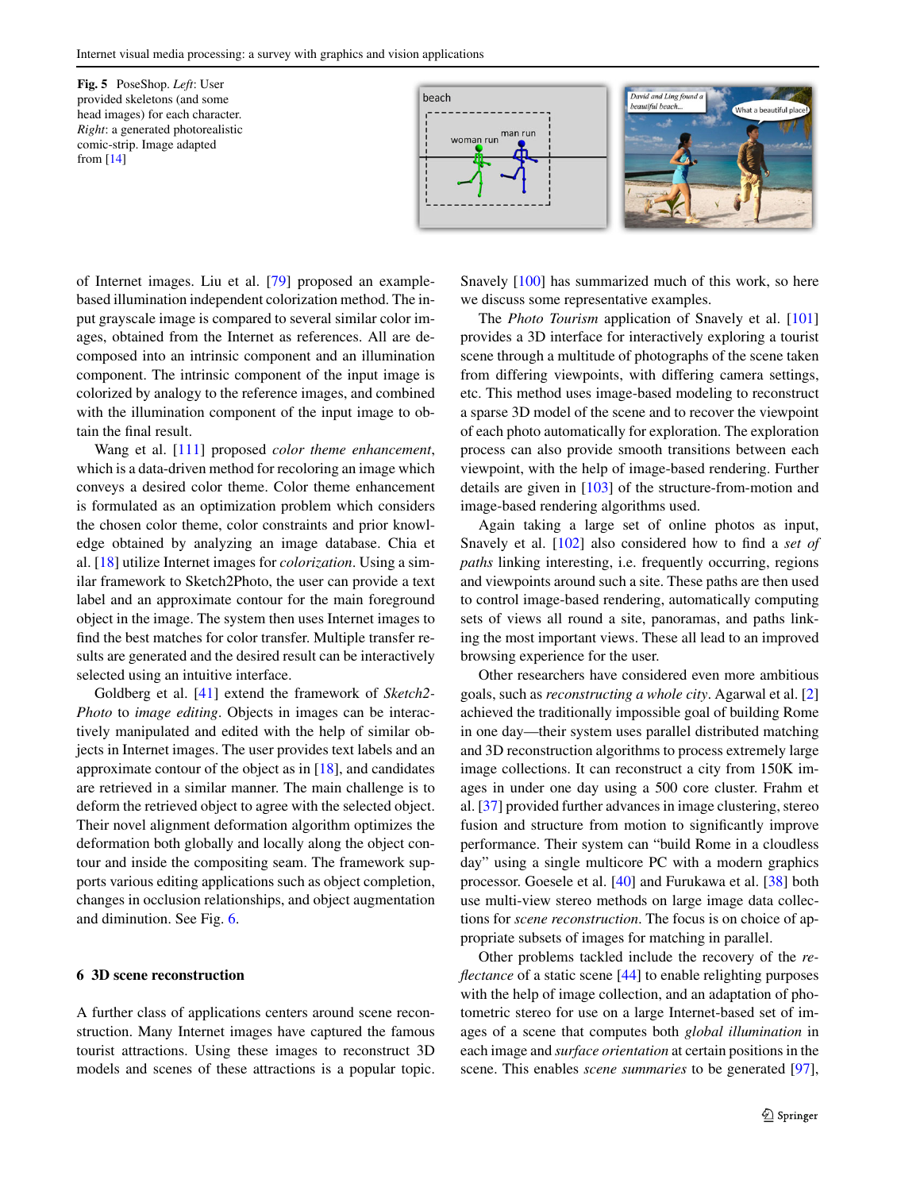**Fig. 5** PoseShop. *Left*: User provided skeletons (and some head images) for each character. *Right*: a generated photorealistic comic-strip. Image adapted from [14]

of Internet images. Liu et al. [79] proposed an example-based illumination independent colorization method. The input grayscale image is compared to several similar color images, obtained from the Internet as references. All are decomposed into an intrinsic component and an illumination component. The intrinsic component of the input image is colorized by analogy to the reference images, and combined with the illumination component of the input image to obtain the final result.

Wang et al. [111] proposed *color theme enhancement*, which is a data-driven method for recoloring an image which conveys a desired color theme. Color theme enhancement is formulated as an optimization problem which considers the chosen color theme, color constraints and prior knowledge obtained by analyzing an image database. Chia et al. [18] utilize Internet images for *colorization*. Using a similar framework to Sketch2Photo, the user can provide a text label and an approximate contour for the main foreground object in the image. The system then uses Internet images to find the best matches for color transfer. Multiple transfer results are generated and the desired result can be interactively selected using an intuitive interface.

Goldberg et al. [41] extend the framework of *Sketch2-Photo* to *image editing*. Objects in images can be interactively manipulated and edited with the help of similar objects in Internet images. The user provides text labels and an approximate contour of the object as in [18], and candidates are retrieved in a similar manner. The main challenge is to deform the retrieved object to agree with the selected object. Their novel alignment deformation algorithm optimizes the deformation both globally and locally along the object contour and inside the compositing seam. The framework supports various editing applications such as object completion, changes in occlusion relationships, and object augmentation and diminution. See Fig. 6.

## 6 3D scene reconstruction

A further class of applications centers around scene reconstruction. Many Internet images have captured the famous tourist attractions. Using these images to reconstruct 3D models and scenes of these attractions is a popular topic. Snavely [100] has summarized much of this work, so here we discuss some representative examples.

The *Photo Tourism* application of Snavely et al. [101] provides a 3D interface for interactively exploring a tourist scene through a multitude of photographs of the scene taken from differing viewpoints, with differing camera settings, etc. This method uses image-based modeling to reconstruct a sparse 3D model of the scene and to recover the viewpoint of each photo automatically for exploration. The exploration process can also provide smooth transitions between each viewpoint, with the help of image-based rendering. Further details are given in [103] of the structure-from-motion and image-based rendering algorithms used.

Again taking a large set of online photos as input, Snavely et al. [102] also considered how to find a *set of paths* linking interesting, i.e. frequently occurring, regions and viewpoints around such a site. These paths are then used to control image-based rendering, automatically computing sets of views all round a site, panoramas, and paths linking the most important views. These all lead to an improved browsing experience for the user.

Other researchers have considered even more ambitious goals, such as *reconstructing a whole city*. Agarwal et al. [2] achieved the traditionally impossible goal of building Rome in one day—their system uses parallel distributed matching and 3D reconstruction algorithms to process extremely large image collections. It can reconstruct a city from 150K images in under one day using a 500 core cluster. Frahm et al. [37] provided further advances in image clustering, stereo fusion and structure from motion to significantly improve performance. Their system can "build Rome in a cloudless day" using a single multicore PC with a modern graphics processor. Goesele et al. [40] and Furukawa et al. [38] both use multi-view stereo methods on large image data collections for *scene reconstruction*. The focus is on choice of appropriate subsets of images for matching in parallel.

Other problems tackled include the recovery of the *reflectance* of a static scene [44] to enable relighting purposes with the help of image collection, and an adaptation of photometric stereo for use on a large Internet-based set of images of a scene that computes both *global illumination* in each image and *surface orientation* at certain positions in the scene. This enables *scene summaries* to be generated [97],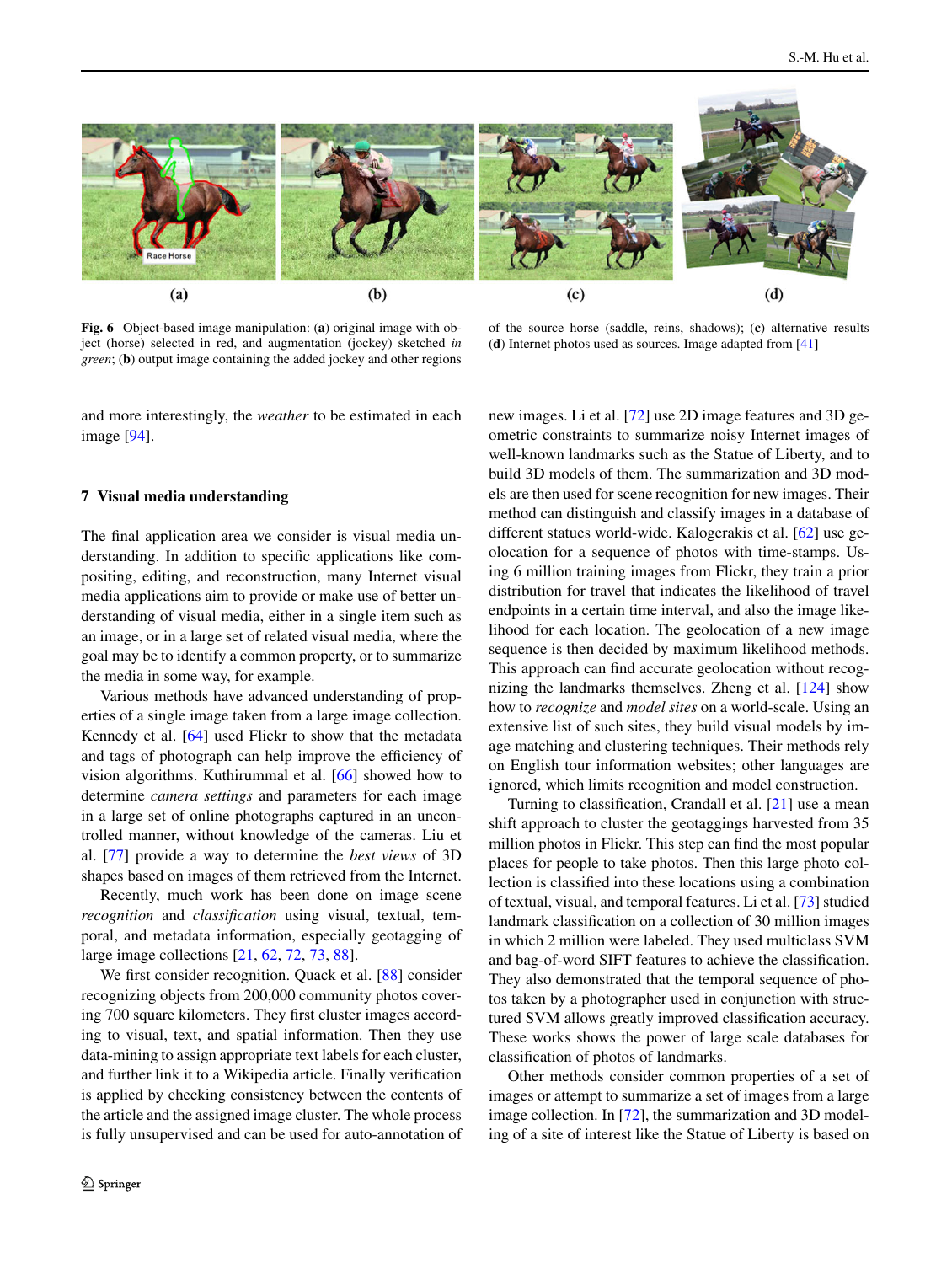**Fig. 6** Object-based image manipulation: (**a**) original image with object (horse) selected in red, and augmentation (jockey) sketched *in green*; (**b**) output image containing the added jockey and other regions of the source horse (saddle, reins, shadows); (**c**) alternative results (**d**) Internet photos used as sources. Image adapted from [41]

and more interestingly, the *weather* to be estimated in each image [94].

## 7 Visual media understanding

The final application area we consider is visual media understanding. In addition to specific applications like compositing, editing, and reconstruction, many Internet visual media applications aim to provide or make use of better understanding of visual media, either in a single item such as an image, or in a large set of related visual media, where the goal may be to identify a common property, or to summarize the media in some way, for example.

Various methods have advanced understanding of properties of a single image taken from a large image collection. Kennedy et al. [64] used Flickr to show that the metadata and tags of photograph can help improve the efficiency of vision algorithms. Kuthirummal et al. [66] showed how to determine *camera settings* and parameters for each image in a large set of online photographs captured in an uncontrolled manner, without knowledge of the cameras. Liu et al. [77] provide a way to determine the *best views* of 3D shapes based on images of them retrieved from the Internet.

Recently, much work has been done on image scene *recognition* and *classification* using visual, textual, temporal, and metadata information, especially geotagging of large image collections [21, 62, 72, 73, 88].

We first consider recognition. Quack et al. [88] consider recognizing objects from 200,000 community photos covering 700 square kilometers. They first cluster images according to visual, text, and spatial information. Then they use data-mining to assign appropriate text labels for each cluster, and further link it to a Wikipedia article. Finally verification is applied by checking consistency between the contents of the article and the assigned image cluster. The whole process is fully unsupervised and can be used for auto-annotation of new images. Li et al. [72] use 2D image features and 3D geometric constraints to summarize noisy Internet images of well-known landmarks such as the Statue of Liberty, and to build 3D models of them. The summarization and 3D models are then used for scene recognition for new images. Their method can distinguish and classify images in a database of different statues world-wide. Kalogerakis et al. [62] use geolocation for a sequence of photos with time-stamps. Using 6 million training images from Flickr, they train a prior distribution for travel that indicates the likelihood of travel endpoints in a certain time interval, and also the image likelihood for each location. The geolocation of a new image sequence is then decided by maximum likelihood methods. This approach can find accurate geolocation without recognizing the landmarks themselves. Zheng et al. [124] show how to *recognize* and *model sites* on a world-scale. Using an extensive list of such sites, they build visual models by image matching and clustering techniques. Their methods rely on English tour information websites; other languages are ignored, which limits recognition and model construction.

Turning to classification, Crandall et al. [21] use a mean shift approach to cluster the geotaggings harvested from 35 million photos in Flickr. This step can find the most popular places for people to take photos. Then this large photo collection is classified into these locations using a combination of textual, visual, and temporal features. Li et al. [73] studied landmark classification on a collection of 30 million images in which 2 million were labeled. They used multiclass SVM and bag-of-word SIFT features to achieve the classification. They also demonstrated that the temporal sequence of photos taken by a photographer used in conjunction with structured SVM allows greatly improved classification accuracy. These works shows the power of large scale databases for classification of photos of landmarks.

Other methods consider common properties of a set of images or attempt to summarize a set of images from a large image collection. In [72], the summarization and 3D modeling of a site of interest like the Statue of Liberty is based on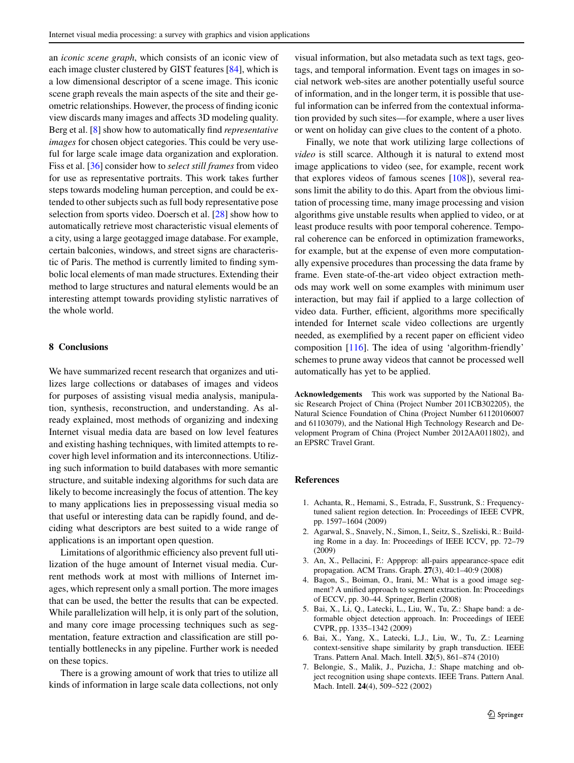an *iconic scene graph*, which consists of an iconic view of each image cluster clustered by GIST features [84], which is a low dimensional descriptor of a scene image. This iconic scene graph reveals the main aspects of the site and their geometric relationships. However, the process of finding iconic view discards many images and affects 3D modeling quality. Berg et al. [8] show how to automatically find *representative images* for chosen object categories. This could be very useful for large scale image data organization and exploration. Fiss et al. [36] consider how to *select still frames* from video for use as representative portraits. This work takes further steps towards modeling human perception, and could be extended to other subjects such as full body representative pose selection from sports video. Doersch et al. [28] show how to automatically retrieve most characteristic visual elements of a city, using a large geotagged image database. For example, certain balconies, windows, and street signs are characteristic of Paris. The method is currently limited to finding symbolic local elements of man made structures. Extending their method to large structures and natural elements would be an interesting attempt towards providing stylistic narratives of the whole world.

## 8 Conclusions

We have summarized recent research that organizes and utilizes large collections or databases of images and videos for purposes of assisting visual media analysis, manipulation, synthesis, reconstruction, and understanding. As already explained, most methods of organizing and indexing Internet visual media data are based on low level features and existing hashing techniques, with limited attempts to recover high level information and its interconnections. Utilizing such information to build databases with more semantic structure, and suitable indexing algorithms for such data are likely to become increasingly the focus of attention. The key to many applications lies in prepossessing visual media so that useful or interesting data can be rapidly found, and deciding what descriptors are best suited to a wide range of applications is an important open question.

Limitations of algorithmic efficiency also prevent full utilization of the huge amount of Internet visual media. Current methods work at most with millions of Internet images, which represent only a small portion. The more images that can be used, the better the results that can be expected. While parallelization will help, it is only part of the solution, and many core image processing techniques such as segmentation, feature extraction and classification are still potentially bottlenecks in any pipeline. Further work is needed on these topics.

There is a growing amount of work that tries to utilize all kinds of information in large scale data collections, not only visual information, but also metadata such as text tags, geotags, and temporal information. Event tags on images in social network web-sites are another potentially useful source of information, and in the longer term, it is possible that useful information can be inferred from the contextual information provided by such sites—for example, where a user lives or went on holiday can give clues to the content of a photo.

Finally, we note that work utilizing large collections of *video* is still scarce. Although it is natural to extend most image applications to video (see, for example, recent work that explores videos of famous scenes [108]), several reasons limit the ability to do this. Apart from the obvious limitation of processing time, many image processing and vision algorithms give unstable results when applied to video, or at least produce results with poor temporal coherence. Temporal coherence can be enforced in optimization frameworks, for example, but at the expense of even more computationally expensive procedures than processing the data frame by frame. Even state-of-the-art video object extraction methods may work well on some examples with minimum user interaction, but may fail if applied to a large collection of video data. Further, efficient, algorithms more specifically intended for Internet scale video collections are urgently needed, as exemplified by a recent paper on efficient video composition [116]. The idea of using 'algorithm-friendly' schemes to prune away videos that cannot be processed well automatically has yet to be applied.

**Acknowledgements** This work was supported by the National Basic Research Project of China (Project Number 2011CB302205), the Natural Science Foundation of China (Project Number 61120106007 and 61103079), and the National High Technology Research and Development Program of China (Project Number 2012AA011802), and an EPSRC Travel Grant.

## References

1. Achanta, R., Hemami, S., Estrada, F., Susstrunk, S.: Frequency-tuned salient region detection. In: Proceedings of IEEE CVPR, pp. 1597–1604 (2009)
2. Agarwal, S., Snavely, N., Simon, I., Seitz, S., Szeliski, R.: Building Rome in a day. In: Proceedings of IEEE ICCV, pp. 72–79 (2009)
3. An, X., Pellacini, F.: Appprop: all-pairs appearance-space edit propagation. ACM Trans. Graph. **27**(3), 40:1–40:9 (2008)
4. Bagon, S., Boiman, O., Irani, M.: What is a good image segment? A unified approach to segment extraction. In: Proceedings of ECCV, pp. 30–44. Springer, Berlin (2008)
5. Bai, X., Li, Q., Latecki, L., Liu, W., Tu, Z.: Shape band: a deformable object detection approach. In: Proceedings of IEEE CVPR, pp. 1335–1342 (2009)
6. Bai, X., Yang, X., Latecki, L.J., Liu, W., Tu, Z.: Learning context-sensitive shape similarity by graph transduction. IEEE Trans. Pattern Anal. Mach. Intell. **32**(5), 861–874 (2010)
7. Belongie, S., Malik, J., Puzicha, J.: Shape matching and object recognition using shape contexts. IEEE Trans. Pattern Anal. Mach. Intell. **24**(4), 509–522 (2002)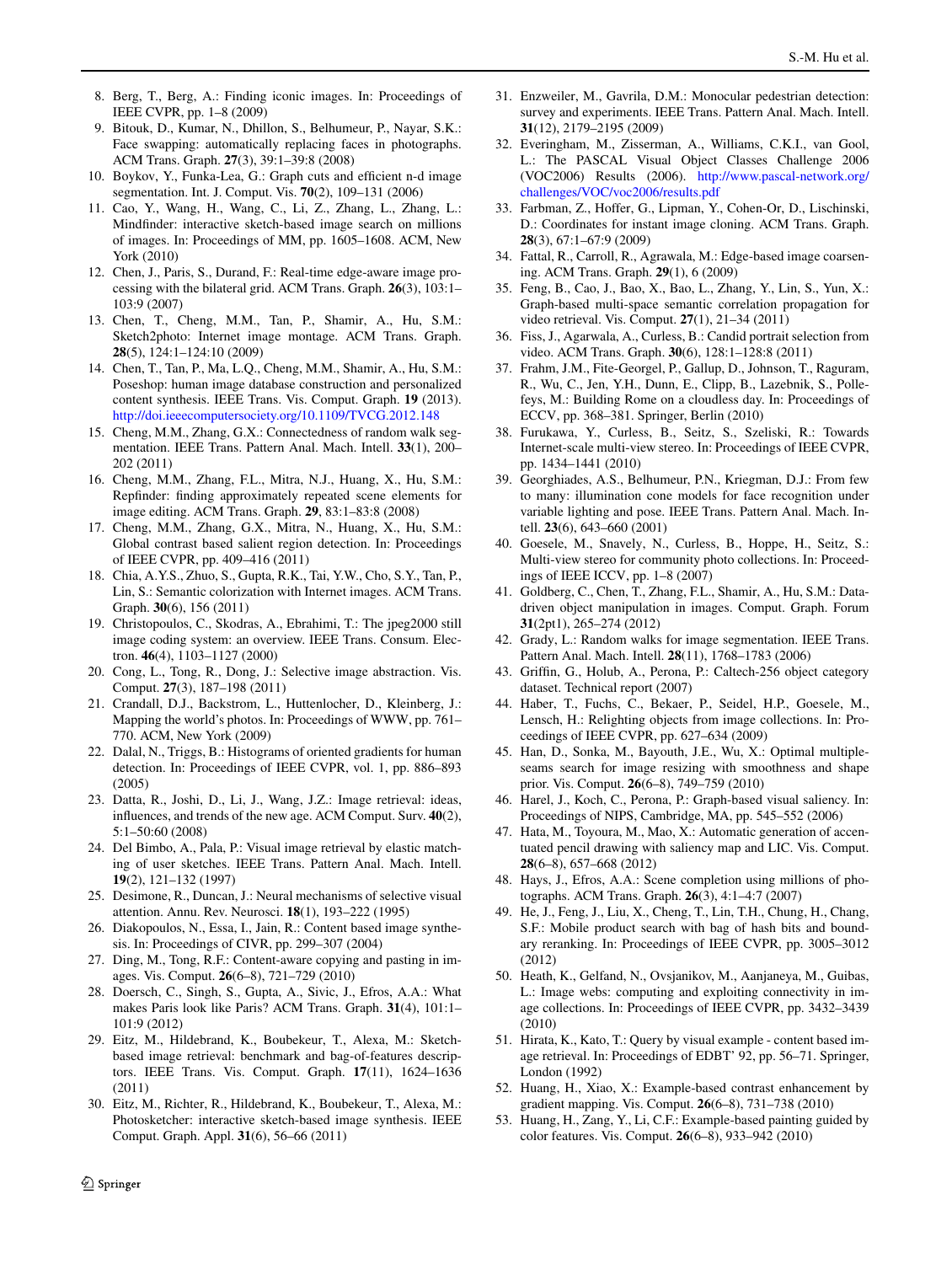8. Berg, T., Berg, A.: Finding iconic images. In: Proceedings of IEEE CVPR, pp. 1–8 (2009)
9. Bitouk, D., Kumar, N., Dhillon, S., Belhumeur, P., Nayar, S.K.: Face swapping: automatically replacing faces in photographs. ACM Trans. Graph. **27**(3), 39:1–39:8 (2008)
10. Boykov, Y., Funka-Lea, G.: Graph cuts and efficient n-d image segmentation. Int. J. Comput. Vis. **70**(2), 109–131 (2006)
11. Cao, Y., Wang, H., Wang, C., Li, Z., Zhang, L., Zhang, L.: Mindfinder: interactive sketch-based image search on millions of images. In: Proceedings of MM, pp. 1605–1608. ACM, New York (2010)
12. Chen, J., Paris, S., Durand, F.: Real-time edge-aware image processing with the bilateral grid. ACM Trans. Graph. **26**(3), 103:1–103:9 (2007)
13. Chen, T., Cheng, M.M., Tan, P., Shamir, A., Hu, S.M.: Sketch2photo: Internet image montage. ACM Trans. Graph. **28**(5), 124:1–124:10 (2009)
14. Chen, T., Tan, P., Ma, L.Q., Cheng, M.M., Shamir, A., Hu, S.M.: Poseshop: human image database construction and personalized content synthesis. IEEE Trans. Vis. Comput. Graph. **19** (2013). http://doi.ieeecomputersociety.org/10.1109/TVCG.2012.148
15. Cheng, M.M., Zhang, G.X.: Connectedness of random walk segmentation. IEEE Trans. Pattern Anal. Mach. Intell. **33**(1), 200–202 (2011)
16. Cheng, M.M., Zhang, F.L., Mitra, N.J., Huang, X., Hu, S.M.: Repfinder: finding approximately repeated scene elements for image editing. ACM Trans. Graph. **29**, 83:1–83:8 (2008)
17. Cheng, M.M., Zhang, G.X., Mitra, N., Huang, X., Hu, S.M.: Global contrast based salient region detection. In: Proceedings of IEEE CVPR, pp. 409–416 (2011)
18. Chia, A.Y.S., Zhuo, S., Gupta, R.K., Tai, Y.W., Cho, S.Y., Tan, P., Lin, S.: Semantic colorization with Internet images. ACM Trans. Graph. **30**(6), 156 (2011)
19. Christopoulos, C., Skodras, A., Ebrahimi, T.: The jpeg2000 still image coding system: an overview. IEEE Trans. Consum. Electron. **46**(4), 1103–1127 (2000)
20. Cong, L., Tong, R., Dong, J.: Selective image abstraction. Vis. Comput. **27**(3), 187–198 (2011)
21. Crandall, D.J., Backstrom, L., Huttenlocher, D., Kleinberg, J.: Mapping the world's photos. In: Proceedings of WWW, pp. 761–770. ACM, New York (2009)
22. Dalal, N., Triggs, B.: Histograms of oriented gradients for human detection. In: Proceedings of IEEE CVPR, vol. 1, pp. 886–893 (2005)
23. Datta, R., Joshi, D., Li, J., Wang, J.Z.: Image retrieval: ideas, influences, and trends of the new age. ACM Comput. Surv. **40**(2), 5:1–50:60 (2008)
24. Del Bimbo, A., Pala, P.: Visual image retrieval by elastic matching of user sketches. IEEE Trans. Pattern Anal. Mach. Intell. **19**(2), 121–132 (1997)
25. Desimone, R., Duncan, J.: Neural mechanisms of selective visual attention. Annu. Rev. Neurosci. **18**(1), 193–222 (1995)
26. Diakopoulos, N., Essa, I., Jain, R.: Content based image synthesis. In: Proceedings of CIVR, pp. 299–307 (2004)
27. Ding, M., Tong, R.F.: Content-aware copying and pasting in images. Vis. Comput. **26**(6–8), 721–729 (2010)
28. Doersch, C., Singh, S., Gupta, A., Sivic, J., Efros, A.A.: What makes Paris look like Paris? ACM Trans. Graph. **31**(4), 101:1–101:9 (2012)
29. Eitz, M., Hildebrand, K., Boubekeur, T., Alexa, M.: Sketch-based image retrieval: benchmark and bag-of-features descriptors. IEEE Trans. Vis. Comput. Graph. **17**(11), 1624–1636 (2011)
30. Eitz, M., Richter, R., Hildebrand, K., Boubekeur, T., Alexa, M.: Photosketcher: interactive sketch-based image synthesis. IEEE Comput. Graph. Appl. **31**(6), 56–66 (2011)
31. Enzweiler, M., Gavrila, D.M.: Monocular pedestrian detection: survey and experiments. IEEE Trans. Pattern Anal. Mach. Intell. **31**(12), 2179–2195 (2009)
32. Everingham, M., Zisserman, A., Williams, C.K.I., van Gool, L.: The PASCAL Visual Object Classes Challenge 2006 (VOC2006) Results (2006). http://www.pascal-network.org/challenges/VOC/voc2006/results.pdf
33. Farbman, Z., Hoffer, G., Lipman, Y., Cohen-Or, D., Lischinski, D.: Coordinates for instant image cloning. ACM Trans. Graph. **28**(3), 67:1–67:9 (2009)
34. Fattal, R., Carroll, R., Agrawala, M.: Edge-based image coarsening. ACM Trans. Graph. **29**(1), 6 (2009)
35. Feng, B., Cao, J., Bao, X., Bao, L., Zhang, Y., Lin, S., Yun, X.: Graph-based multi-space semantic correlation propagation for video retrieval. Vis. Comput. **27**(1), 21–34 (2011)
36. Fiss, J., Agarwala, A., Curless, B.: Candid portrait selection from video. ACM Trans. Graph. **30**(6), 128:1–128:8 (2011)
37. Frahm, J.M., Fite-Georgel, P., Gallup, D., Johnson, T., Raguram, R., Wu, C., Jen, Y.H., Dunn, E., Clipp, B., Lazebnik, S., Pollefeys, M.: Building Rome on a cloudless day. In: Proceedings of ECCV, pp. 368–381. Springer, Berlin (2010)
38. Furukawa, Y., Curless, B., Seitz, S., Szeliski, R.: Towards Internet-scale multi-view stereo. In: Proceedings of IEEE CVPR, pp. 1434–1441 (2010)
39. Georghiades, A.S., Belhumeur, P.N., Kriegman, D.J.: From few to many: illumination cone models for face recognition under variable lighting and pose. IEEE Trans. Pattern Anal. Mach. Intell. **23**(6), 643–660 (2001)
40. Goesele, M., Snavely, N., Curless, B., Hoppe, H., Seitz, S.: Multi-view stereo for community photo collections. In: Proceedings of IEEE ICCV, pp. 1–8 (2007)
41. Goldberg, C., Chen, T., Zhang, F.L., Shamir, A., Hu, S.M.: Data-driven object manipulation in images. Comput. Graph. Forum **31**(2pt1), 265–274 (2012)
42. Grady, L.: Random walks for image segmentation. IEEE Trans. Pattern Anal. Mach. Intell. **28**(11), 1768–1783 (2006)
43. Griffin, G., Holub, A., Perona, P.: Caltech-256 object category dataset. Technical report (2007)
44. Haber, T., Fuchs, C., Bekaer, P., Seidel, H.P., Goesele, M., Lensch, H.: Relighting objects from image collections. In: Proceedings of IEEE CVPR, pp. 627–634 (2009)
45. Han, D., Sonka, M., Bayouth, J.E., Wu, X.: Optimal multiple-seams search for image resizing with smoothness and shape prior. Vis. Comput. **26**(6–8), 749–759 (2010)
46. Harel, J., Koch, C., Perona, P.: Graph-based visual saliency. In: Proceedings of NIPS, Cambridge, MA, pp. 545–552 (2006)
47. Hata, M., Toyoura, M., Mao, X.: Automatic generation of accentuated pencil drawing with saliency map and LIC. Vis. Comput. **28**(6–8), 657–668 (2012)
48. Hays, J., Efros, A.A.: Scene completion using millions of photographs. ACM Trans. Graph. **26**(3), 4:1–4:7 (2007)
49. He, J., Feng, J., Liu, X., Cheng, T., Lin, T.H., Chung, H., Chang, S.F.: Mobile product search with bag of hash bits and boundary reranking. In: Proceedings of IEEE CVPR, pp. 3005–3012 (2012)
50. Heath, K., Gelfand, N., Ovsjanikov, M., Aanjaneya, M., Guibas, L.: Image webs: computing and exploiting connectivity in image collections. In: Proceedings of IEEE CVPR, pp. 3432–3439 (2010)
51. Hirata, K., Kato, T.: Query by visual example - content based image retrieval. In: Proceedings of EDBT' 92, pp. 56–71. Springer, London (1992)
52. Huang, H., Xiao, X.: Example-based contrast enhancement by gradient mapping. Vis. Comput. **26**(6–8), 731–738 (2010)
53. Huang, H., Zang, Y., Li, C.F.: Example-based painting guided by color features. Vis. Comput. **26**(6–8), 933–942 (2010)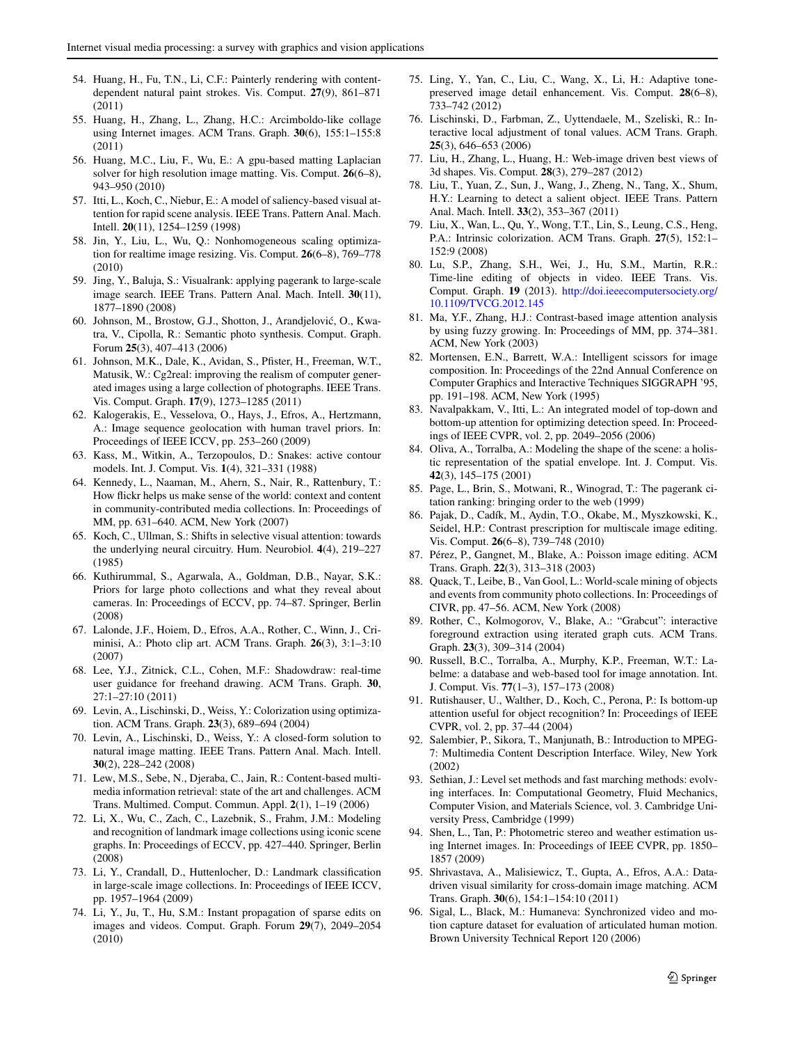54. Huang, H., Fu, T.N., Li, C.F.: Painterly rendering with content-dependent natural paint strokes. Vis. Comput. **27**(9), 861–871 (2011)
55. Huang, H., Zhang, L., Zhang, H.C.: Arcimboldo-like collage using Internet images. ACM Trans. Graph. **30**(6), 155:1–155:8 (2011)
56. Huang, M.C., Liu, F., Wu, E.: A gpu-based matting Laplacian solver for high resolution image matting. Vis. Comput. **26**(6–8), 943–950 (2010)
57. Itti, L., Koch, C., Niebur, E.: A model of saliency-based visual attention for rapid scene analysis. IEEE Trans. Pattern Anal. Mach. Intell. **20**(11), 1254–1259 (1998)
58. Jin, Y., Liu, L., Wu, Q.: Nonhomogeneous scaling optimization for realtime image resizing. Vis. Comput. **26**(6–8), 769–778 (2010)
59. Jing, Y., Baluja, S.: Visualrank: applying pagerank to large-scale image search. IEEE Trans. Pattern Anal. Mach. Intell. **30**(11), 1877–1890 (2008)
60. Johnson, M., Brostow, G.J., Shotton, J., Arandjelović, O., Kwatra, V., Cipolla, R.: Semantic photo synthesis. Comput. Graph. Forum **25**(3), 407–413 (2006)
61. Johnson, M.K., Dale, K., Avidan, S., Pfister, H., Freeman, W.T., Matusik, W.: Cg2real: improving the realism of computer generated images using a large collection of photographs. IEEE Trans. Vis. Comput. Graph. **17**(9), 1273–1285 (2011)
62. Kalogerakis, E., Vesselova, O., Hays, J., Efros, A., Hertzmann, A.: Image sequence geolocation with human travel priors. In: Proceedings of IEEE ICCV, pp. 253–260 (2009)
63. Kass, M., Witkin, A., Terzopoulos, D.: Snakes: active contour models. Int. J. Comput. Vis. **1**(4), 321–331 (1988)
64. Kennedy, L., Naaman, M., Ahern, S., Nair, R., Rattenbury, T.: How flickr helps us make sense of the world: context and content in community-contributed media collections. In: Proceedings of MM, pp. 631–640. ACM, New York (2007)
65. Koch, C., Ullman, S.: Shifts in selective visual attention: towards the underlying neural circuitry. Hum. Neurobiol. **4**(4), 219–227 (1985)
66. Kuthirummal, S., Agarwala, A., Goldman, D.B., Nayar, S.K.: Priors for large photo collections and what they reveal about cameras. In: Proceedings of ECCV, pp. 74–87. Springer, Berlin (2008)
67. Lalonde, J.F., Hoiem, D., Efros, A.A., Rother, C., Winn, J., Criminisi, A.: Photo clip art. ACM Trans. Graph. **26**(3), 3:1–3:10 (2007)
68. Lee, Y.J., Zitnick, C.L., Cohen, M.F.: Shadowdraw: real-time user guidance for freehand drawing. ACM Trans. Graph. **30**, 27:1–27:10 (2011)
69. Levin, A., Lischinski, D., Weiss, Y.: Colorization using optimization. ACM Trans. Graph. **23**(3), 689–694 (2004)
70. Levin, A., Lischinski, D., Weiss, Y.: A closed-form solution to natural image matting. IEEE Trans. Pattern Anal. Mach. Intell. **30**(2), 228–242 (2008)
71. Lew, M.S., Sebe, N., Djeraba, C., Jain, R.: Content-based multimedia information retrieval: state of the art and challenges. ACM Trans. Multimed. Comput. Commun. Appl. **2**(1), 1–19 (2006)
72. Li, X., Wu, C., Zach, C., Lazebnik, S., Frahm, J.M.: Modeling and recognition of landmark image collections using iconic scene graphs. In: Proceedings of ECCV, pp. 427–440. Springer, Berlin (2008)
73. Li, Y., Crandall, D., Huttenlocher, D.: Landmark classification in large-scale image collections. In: Proceedings of IEEE ICCV, pp. 1957–1964 (2009)
74. Li, Y., Ju, T., Hu, S.M.: Instant propagation of sparse edits on images and videos. Comput. Graph. Forum **29**(7), 2049–2054 (2010)
75. Ling, Y., Yan, C., Liu, C., Wang, X., Li, H.: Adaptive tone-preserved image detail enhancement. Vis. Comput. **28**(6–8), 733–742 (2012)
76. Lischinski, D., Farbman, Z., Uyttendaele, M., Szeliski, R.: Interactive local adjustment of tonal values. ACM Trans. Graph. **25**(3), 646–653 (2006)
77. Liu, H., Zhang, L., Huang, H.: Web-image driven best views of 3d shapes. Vis. Comput. **28**(3), 279–287 (2012)
78. Liu, T., Yuan, Z., Sun, J., Wang, J., Zheng, N., Tang, X., Shum, H.Y.: Learning to detect a salient object. IEEE Trans. Pattern Anal. Mach. Intell. **33**(2), 353–367 (2011)
79. Liu, X., Wan, L., Qu, Y., Wong, T.T., Lin, S., Leung, C.S., Heng, P.A.: Intrinsic colorization. ACM Trans. Graph. **27**(5), 152:1–152:9 (2008)
80. Lu, S.P., Zhang, S.H., Wei, J., Hu, S.M., Martin, R.R.: Time-line editing of objects in video. IEEE Trans. Vis. Comput. Graph. **19** (2013). http://doi.ieeecomputersociety.org/10.1109/TVCG.2012.145
81. Ma, Y.F., Zhang, H.J.: Contrast-based image attention analysis by using fuzzy growing. In: Proceedings of MM, pp. 374–381. ACM, New York (2003)
82. Mortensen, E.N., Barrett, W.A.: Intelligent scissors for image composition. In: Proceedings of the 22nd Annual Conference on Computer Graphics and Interactive Techniques SIGGRAPH '95, pp. 191–198. ACM, New York (1995)
83. Navalpakkam, V., Itti, L.: An integrated model of top-down and bottom-up attention for optimizing detection speed. In: Proceedings of IEEE CVPR, vol. 2, pp. 2049–2056 (2006)
84. Oliva, A., Torralba, A.: Modeling the shape of the scene: a holistic representation of the spatial envelope. Int. J. Comput. Vis. **42**(3), 145–175 (2001)
85. Page, L., Brin, S., Motwani, R., Winograd, T.: The pagerank citation ranking: bringing order to the web (1999)
86. Pajak, D., Cadík, M., Aydin, T.O., Okabe, M., Myszkowski, K., Seidel, H.P.: Contrast prescription for multiscale image editing. Vis. Comput. **26**(6–8), 739–748 (2010)
87. Pérez, P., Gangnet, M., Blake, A.: Poisson image editing. ACM Trans. Graph. **22**(3), 313–318 (2003)
88. Quack, T., Leibe, B., Van Gool, L.: World-scale mining of objects and events from community photo collections. In: Proceedings of CIVR, pp. 47–56. ACM, New York (2008)
89. Rother, C., Kolmogorov, V., Blake, A.: "Grabcut": interactive foreground extraction using iterated graph cuts. ACM Trans. Graph. **23**(3), 309–314 (2004)
90. Russell, B.C., Torralba, A., Murphy, K.P., Freeman, W.T.: Labelme: a database and web-based tool for image annotation. Int. J. Comput. Vis. **77**(1–3), 157–173 (2008)
91. Rutishauser, U., Walther, D., Koch, C., Perona, P.: Is bottom-up attention useful for object recognition? In: Proceedings of IEEE CVPR, vol. 2, pp. 37–44 (2004)
92. Salembier, P., Sikora, T., Manjunath, B.: Introduction to MPEG-7: Multimedia Content Description Interface. Wiley, New York (2002)
93. Sethian, J.: Level set methods and fast marching methods: evolving interfaces. In: Computational Geometry, Fluid Mechanics, Computer Vision, and Materials Science, vol. 3. Cambridge University Press, Cambridge (1999)
94. Shen, L., Tan, P.: Photometric stereo and weather estimation using Internet images. In: Proceedings of IEEE CVPR, pp. 1850–1857 (2009)
95. Shrivastava, A., Malisiewicz, T., Gupta, A., Efros, A.A.: Data-driven visual similarity for cross-domain image matching. ACM Trans. Graph. **30**(6), 154:1–154:10 (2011)
96. Sigal, L., Black, M.: Humaneva: Synchronized video and motion capture dataset for evaluation of articulated human motion. Brown University Technical Report 120 (2006)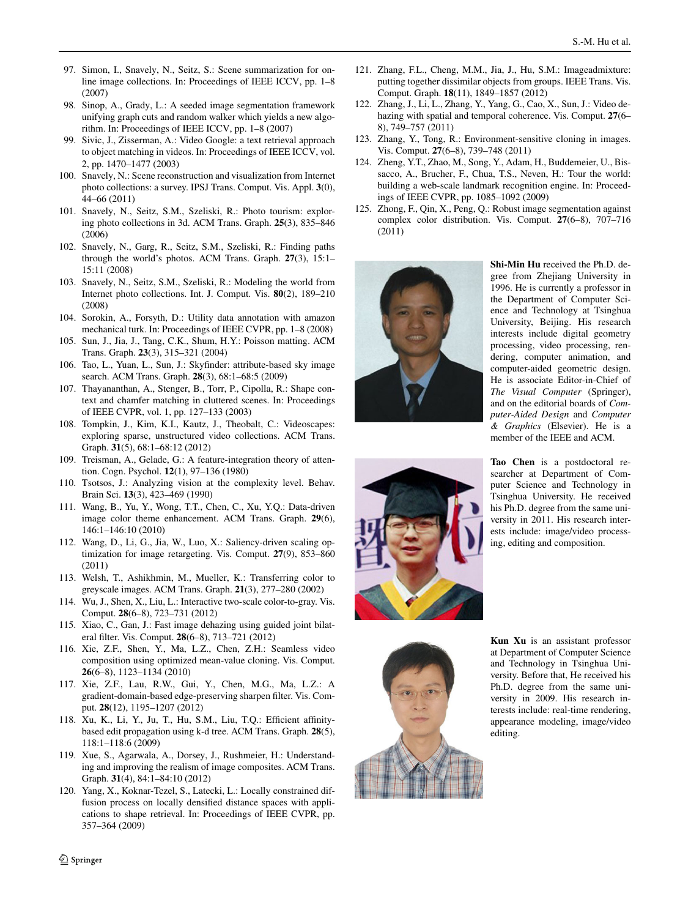97. Simon, I., Snavely, N., Seitz, S.: Scene summarization for online image collections. In: Proceedings of IEEE ICCV, pp. 1–8 (2007)
98. Sinop, A., Grady, L.: A seeded image segmentation framework unifying graph cuts and random walker which yields a new algorithm. In: Proceedings of IEEE ICCV, pp. 1–8 (2007)
99. Sivic, J., Zisserman, A.: Video Google: a text retrieval approach to object matching in videos. In: Proceedings of IEEE ICCV, vol. 2, pp. 1470–1477 (2003)
100. Snavely, N.: Scene reconstruction and visualization from Internet photo collections: a survey. IPSJ Trans. Comput. Vis. Appl. **3**(0), 44–66 (2011)
101. Snavely, N., Seitz, S.M., Szeliski, R.: Photo tourism: exploring photo collections in 3d. ACM Trans. Graph. **25**(3), 835–846 (2006)
102. Snavely, N., Garg, R., Seitz, S.M., Szeliski, R.: Finding paths through the world's photos. ACM Trans. Graph. **27**(3), 15:1–15:11 (2008)
103. Snavely, N., Seitz, S.M., Szeliski, R.: Modeling the world from Internet photo collections. Int. J. Comput. Vis. **80**(2), 189–210 (2008)
104. Sorokin, A., Forsyth, D.: Utility data annotation with amazon mechanical turk. In: Proceedings of IEEE CVPR, pp. 1–8 (2008)
105. Sun, J., Jia, J., Tang, C.K., Shum, H.Y.: Poisson matting. ACM Trans. Graph. **23**(3), 315–321 (2004)
106. Tao, L., Yuan, L., Sun, J.: Skyfinder: attribute-based sky image search. ACM Trans. Graph. **28**(3), 68:1–68:5 (2009)
107. Thayananthan, A., Stenger, B., Torr, P., Cipolla, R.: Shape context and chamfer matching in cluttered scenes. In: Proceedings of IEEE CVPR, vol. 1, pp. 127–133 (2003)
108. Tompkin, J., Kim, K.I., Kautz, J., Theobalt, C.: Videoscapes: exploring sparse, unstructured video collections. ACM Trans. Graph. **31**(5), 68:1–68:12 (2012)
109. Treisman, A., Gelade, G.: A feature-integration theory of attention. Cogn. Psychol. **12**(1), 97–136 (1980)
110. Tsotsos, J.: Analyzing vision at the complexity level. Behav. Brain Sci. **13**(3), 423–469 (1990)
111. Wang, B., Yu, Y., Wong, T.T., Chen, C., Xu, Y.Q.: Data-driven image color theme enhancement. ACM Trans. Graph. **29**(6), 146:1–146:10 (2010)
112. Wang, D., Li, G., Jia, W., Luo, X.: Saliency-driven scaling optimization for image retargeting. Vis. Comput. **27**(9), 853–860 (2011)
113. Welsh, T., Ashikhmin, M., Mueller, K.: Transferring color to greyscale images. ACM Trans. Graph. **21**(3), 277–280 (2002)
114. Wu, J., Shen, X., Liu, L.: Interactive two-scale color-to-gray. Vis. Comput. **28**(6–8), 723–731 (2012)
115. Xiao, C., Gan, J.: Fast image dehazing using guided joint bilateral filter. Vis. Comput. **28**(6–8), 713–721 (2012)
116. Xie, Z.F., Shen, Y., Ma, L.Z., Chen, Z.H.: Seamless video composition using optimized mean-value cloning. Vis. Comput. **26**(6–8), 1123–1134 (2010)
117. Xie, Z.F., Lau, R.W., Gui, Y., Chen, M.G., Ma, L.Z.: A gradient-domain-based edge-preserving sharpen filter. Vis. Comput. **28**(12), 1195–1207 (2012)
118. Xu, K., Li, Y., Ju, T., Hu, S.M., Liu, T.Q.: Efficient affinity-based edit propagation using k-d tree. ACM Trans. Graph. **28**(5), 118:1–118:6 (2009)
119. Xue, S., Agarwala, A., Dorsey, J., Rushmeier, H.: Understanding and improving the realism of image composites. ACM Trans. Graph. **31**(4), 84:1–84:10 (2012)
120. Yang, X., Koknar-Tezel, S., Latecki, L.: Locally constrained diffusion process on locally densified distance spaces with applications to shape retrieval. In: Proceedings of IEEE CVPR, pp. 357–364 (2009)
121. Zhang, F.L., Cheng, M.M., Jia, J., Hu, S.M.: Imageadmixture: putting together dissimilar objects from groups. IEEE Trans. Vis. Comput. Graph. **18**(11), 1849–1857 (2012)
122. Zhang, J., Li, L., Zhang, Y., Yang, G., Cao, X., Sun, J.: Video dehazing with spatial and temporal coherence. Vis. Comput. **27**(6–8), 749–757 (2011)
123. Zhang, Y., Tong, R.: Environment-sensitive cloning in images. Vis. Comput. **27**(6–8), 739–748 (2011)
124. Zheng, Y.T., Zhao, M., Song, Y., Adam, H., Buddemeier, U., Bissacco, A., Brucher, F., Chua, T.S., Neven, H.: Tour the world: building a web-scale landmark recognition engine. In: Proceedings of IEEE CVPR, pp. 1085–1092 (2009)
125. Zhong, F., Qin, X., Peng, Q.: Robust image segmentation against complex color distribution. Vis. Comput. **27**(6–8), 707–716 (2011)

**Shi-Min Hu** received the Ph.D. degree from Zhejiang University in 1996. He is currently a professor in the Department of Computer Science and Technology at Tsinghua University, Beijing. His research interests include digital geometry processing, video processing, rendering, computer animation, and computer-aided geometric design. He is associate Editor-in-Chief of *The Visual Computer* (Springer), and on the editorial boards of *Computer-Aided Design* and *Computer & Graphics* (Elsevier). He is a member of the IEEE and ACM.

**Tao Chen** is a postdoctoral researcher at Department of Computer Science and Technology in Tsinghua University. He received his Ph.D. degree from the same university in 2011. His research interests include: image/video processing, editing and composition.

**Kun Xu** is an assistant professor at Department of Computer Science and Technology in Tsinghua University. Before that, He received his Ph.D. degree from the same university in 2009. His research interests include: real-time rendering, appearance modeling, image/video editing.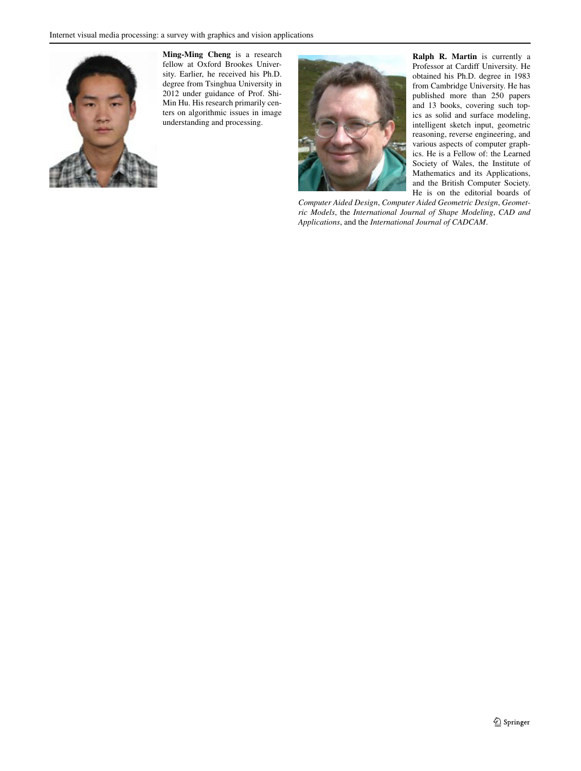**Ming-Ming Cheng** is a research fellow at Oxford Brookes University. Earlier, he received his Ph.D. degree from Tsinghua University in 2012 under guidance of Prof. Shi-Min Hu. His research primarily centers on algorithmic issues in image understanding and processing.

**Ralph R. Martin** is currently a Professor at Cardiff University. He obtained his Ph.D. degree in 1983 from Cambridge University. He has published more than 250 papers and 13 books, covering such topics as solid and surface modeling, intelligent sketch input, geometric reasoning, reverse engineering, and various aspects of computer graphics. He is a Fellow of: the Learned Society of Wales, the Institute of Mathematics and its Applications, and the British Computer Society. He is on the editorial boards of *Computer Aided Design*, *Computer Aided Geometric Design*, *Geometric Models*, the *International Journal of Shape Modeling*, *CAD and Applications*, and the *International Journal of CADCAM*.